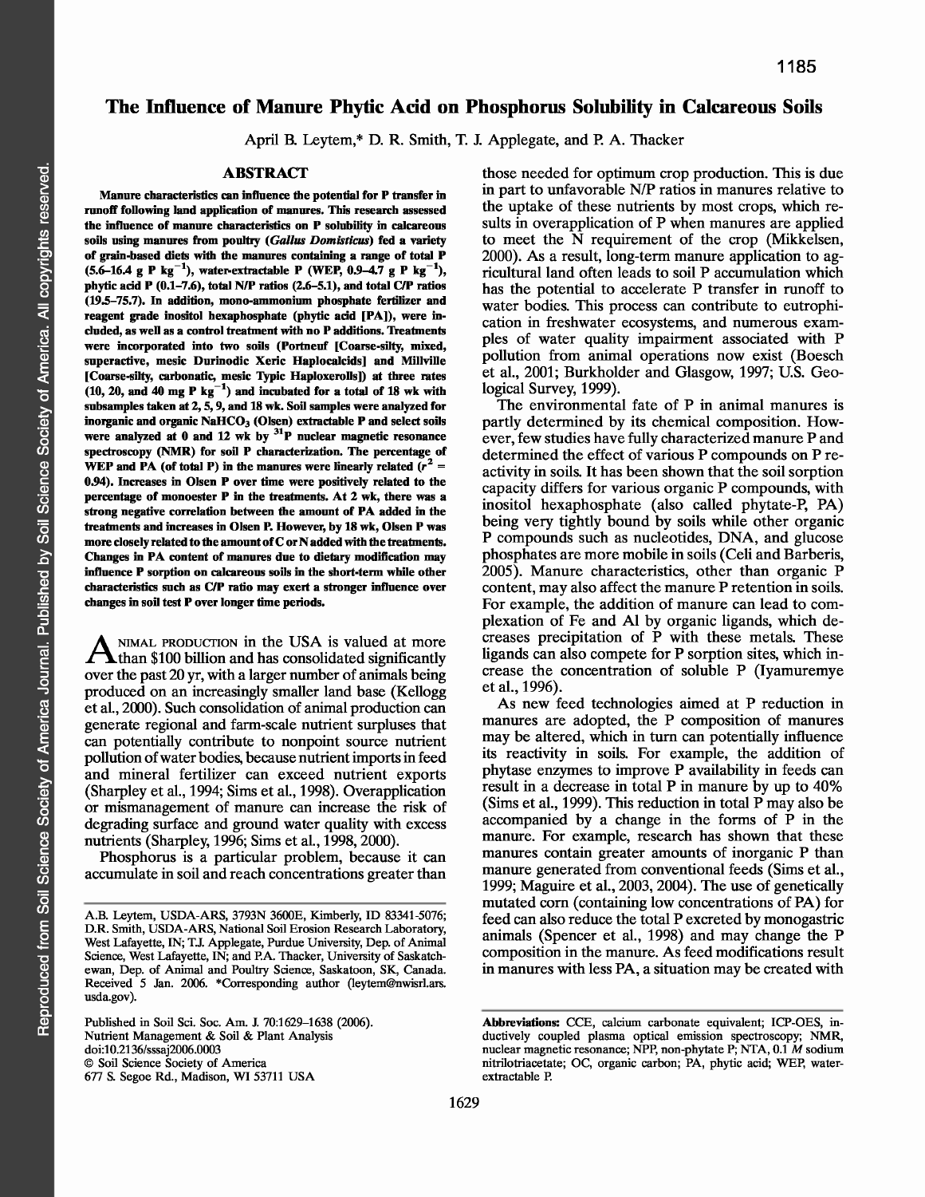# The Influence of Manure Phytic Acid on Phosphorus Solubility in Calcareous Soils

April B. Leytem,* D. R. Smith, T. J. Applegate, and P. A. Thacker

## ABSTRACT

**Manure characteristics can influence the potential for P transfer in runoff following land application of manures. This research assessed the influence of manure characteristics on P solubility in calcareous soils using manures from poultry (*Gallus Domisticus*) fed a variety of grain-based diets with the manures containing a range of total P (5.6–16.4 g P $kg^{-1}$), water-extractable P (WEP, 0.9–4.7 g P $kg^{-1}$), phytic acid P (0.1–7.6), total N/P ratios (2.6–5.1), and total C/P ratios (19.5–75.7). In addition, mono-ammonium phosphate fertilizer and reagent grade inositol hexaphosphate (phytic acid [PA]), were included, as well as a control treatment with no P additions. Treatments were incorporated into two soils (Portneuf [Coarse-silty, mixed, superactive, mesic Durinodic Xeric Haplocalcids] and Millville [Coarse-silty, carbonatic, mesic Typic Haploxerolls]) at three rates (10, 20, and 40 mg P $kg^{-1}$) and incubated for a total of 18 wk with subsamples taken at 2, 5, 9, and 18 wk. Soil samples were analyzed for inorganic and organic $NaHCO_3$ (Olsen) extractable P and select soils were analyzed at 0 and 12 wk by $^{31}P$ nuclear magnetic resonance spectroscopy (NMR) for soil P characterization. The percentage of WEP and PA (of total P) in the manures were linearly related ($r^2 = 0.94$). Increases in Olsen P over time were positively related to the percentage of monoester P in the treatments. At 2 wk, there was a strong negative correlation between the amount of PA added in the treatments and increases in Olsen P. However, by 18 wk, Olsen P was more closely related to the amount of C or N added with the treatments. Changes in PA content of manures due to dietary modification may influence P sorption on calcareous soils in the short-term while other characteristics such as C/P ratio may exert a stronger influence over changes in soil test P over longer time periods.**

Animal production in the USA is valued at more than $100 billion and has consolidated significantly over the past 20 yr, with a larger number of animals being produced on an increasingly smaller land base (Kellogg et al., 2000). Such consolidation of animal production can generate regional and farm-scale nutrient surpluses that can potentially contribute to nonpoint source nutrient pollution of water bodies, because nutrient imports in feed and mineral fertilizer can exceed nutrient exports (Sharpley et al., 1994; Sims et al., 1998). Overapplication or mismanagement of manure can increase the risk of degrading surface and ground water quality with excess nutrients (Sharpley, 1996; Sims et al., 1998, 2000).

Phosphorus is a particular problem, because it can accumulate in soil and reach concentrations greater than those needed for optimum crop production. This is due in part to unfavorable N/P ratios in manures relative to the uptake of these nutrients by most crops, which results in overapplication of P when manures are applied to meet the N requirement of the crop (Mikkelsen, 2000). As a result, long-term manure application to agricultural land often leads to soil P accumulation which has the potential to accelerate P transfer in runoff to water bodies. This process can contribute to eutrophication in freshwater ecosystems, and numerous examples of water quality impairment associated with P pollution from animal operations now exist (Boesch et al., 2001; Burkholder and Glasgow, 1997; U.S. Geological Survey, 1999).

The environmental fate of P in animal manures is partly determined by its chemical composition. However, few studies have fully characterized manure P and determined the effect of various P compounds on P reactivity in soils. It has been shown that the soil sorption capacity differs for various organic P compounds, with inositol hexaphosphate (also called phytate-P, PA) being very tightly bound by soils while other organic P compounds such as nucleotides, DNA, and glucose phosphates are more mobile in soils (Celi and Barberis, 2005). Manure characteristics, other than organic P content, may also affect the manure P retention in soils. For example, the addition of manure can lead to complexation of Fe and Al by organic ligands, which decreases precipitation of P with these metals. These ligands can also compete for P sorption sites, which increase the concentration of soluble P (Iyamuremye et al., 1996).

As new feed technologies aimed at P reduction in manures are adopted, the P composition of manures may be altered, which in turn can potentially influence its reactivity in soils. For example, the addition of phytase enzymes to improve P availability in feeds can result in a decrease in total P in manure by up to 40% (Sims et al., 1999). This reduction in total P may also be accompanied by a change in the forms of P in the manure. For example, research has shown that these manures contain greater amounts of inorganic P than manure generated from conventional feeds (Sims et al., 1999; Maguire et al., 2003, 2004). The use of genetically mutated corn (containing low concentrations of PA) for feed can also reduce the total P excreted by monogastric animals (Spencer et al., 1998) and may change the P composition in the manure. As feed modifications result in manures with less PA, a situation may be created with

A.B. Leytem, USDA-ARS, 3793N 3600E, Kimberly, ID 83341-5076; D.R. Smith, USDA-ARS, National Soil Erosion Research Laboratory, West Lafayette, IN; T.J. Applegate, Purdue University, Dep. of Animal Science, West Lafayette, IN; and P.A. Thacker, University of Saskatchewan, Dep. of Animal and Poultry Science, Saskatoon, SK, Canada. Received 5 Jan. 2006. *Corresponding author (leytem@nwisrl.ars.usda.gov).

Published in Soil Sci. Soc. Am. J. 70:1629–1638 (2006).
Nutrient Management & Soil & Plant Analysis
doi:10.2136/sssaj2006.0003
© Soil Science Society of America
677 S. Segoe Rd., Madison, WI 53711 USA

**Abbreviations:** CCE, calcium carbonate equivalent; ICP-OES, inductively coupled plasma optical emission spectroscopy; NMR, nuclear magnetic resonance; NPP, non-phytate P; NTA, 0.1 *M* sodium nitrilotriacetate; OC, organic carbon; PA, phytic acid; WEP, water-extractable P.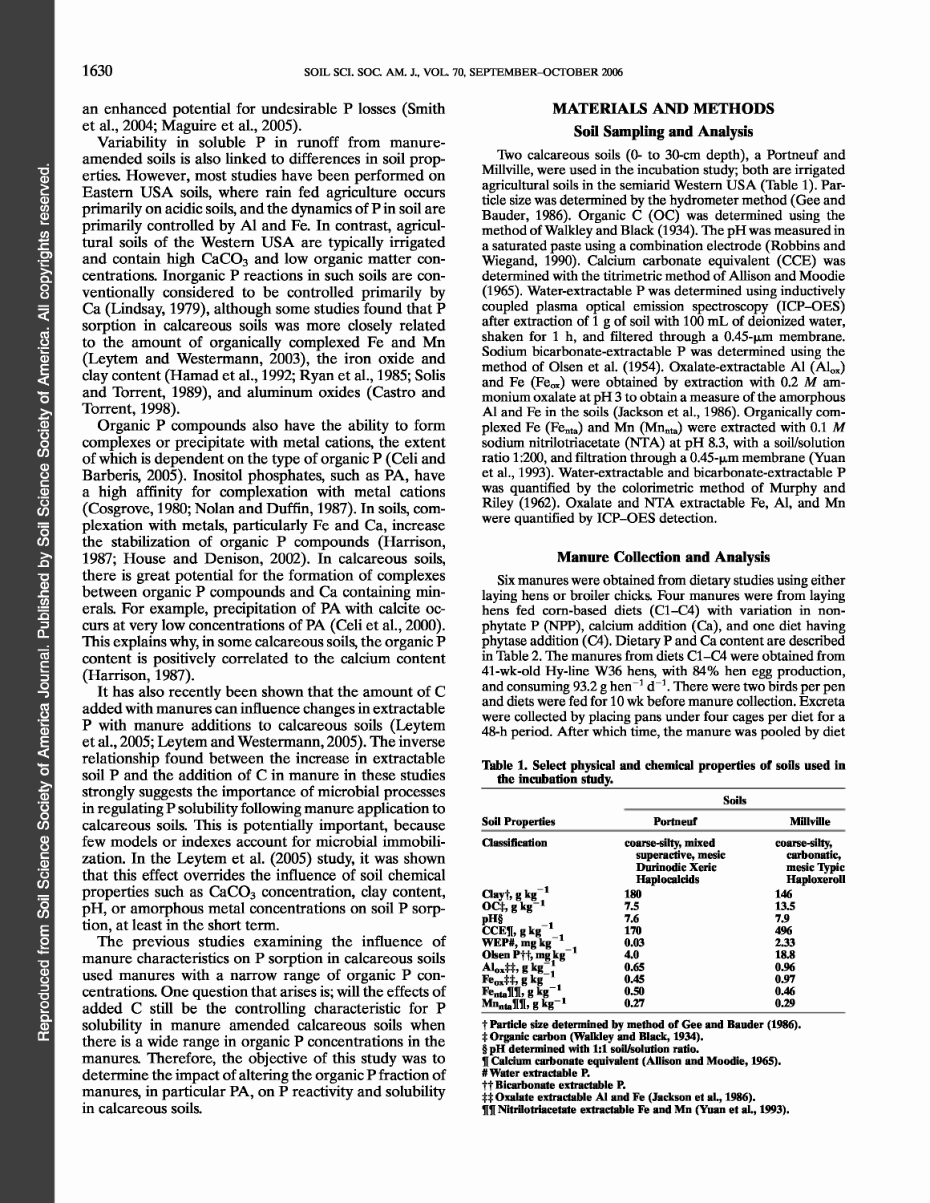an enhanced potential for undesirable P losses (Smith et al., 2004; Maguire et al., 2005).

Variability in soluble P in runoff from manure-amended soils is also linked to differences in soil properties. However, most studies have been performed on Eastern USA soils, where rain fed agriculture occurs primarily on acidic soils, and the dynamics of P in soil are primarily controlled by Al and Fe. In contrast, agricultural soils of the Western USA are typically irrigated and contain high $CaCO_3$ and low organic matter concentrations. Inorganic P reactions in such soils are conventionally considered to be controlled primarily by Ca (Lindsay, 1979), although some studies found that P sorption in calcareous soils was more closely related to the amount of organically complexed Fe and Mn (Leytem and Westermann, 2003), the iron oxide and clay content (Hamad et al., 1992; Ryan et al., 1985; Solis and Torrent, 1989), and aluminum oxides (Castro and Torrent, 1998).

Organic P compounds also have the ability to form complexes or precipitate with metal cations, the extent of which is dependent on the type of organic P (Celi and Barberis, 2005). Inositol phosphates, such as PA, have a high affinity for complexation with metal cations (Cosgrove, 1980; Nolan and Duffin, 1987). In soils, complexation with metals, particularly Fe and Ca, increase the stabilization of organic P compounds (Harrison, 1987; House and Denison, 2002). In calcareous soils, there is great potential for the formation of complexes between organic P compounds and Ca containing minerals. For example, precipitation of PA with calcite occurs at very low concentrations of PA (Celi et al., 2000). This explains why, in some calcareous soils, the organic P content is positively correlated to the calcium content (Harrison, 1987).

It has also recently been shown that the amount of C added with manures can influence changes in extractable P with manure additions to calcareous soils (Leytem et al., 2005; Leytem and Westermann, 2005). The inverse relationship found between the increase in extractable soil P and the addition of C in manure in these studies strongly suggests the importance of microbial processes in regulating P solubility following manure application to calcareous soils. This is potentially important, because few models or indexes account for microbial immobilization. In the Leytem et al. (2005) study, it was shown that this effect overrides the influence of soil chemical properties such as $CaCO_3$ concentration, clay content, pH, or amorphous metal concentrations on soil P sorption, at least in the short term.

The previous studies examining the influence of manure characteristics on P sorption in calcareous soils used manures with a narrow range of organic P concentrations. One question that arises is; will the effects of added C still be the controlling characteristic for P solubility in manure amended calcareous soils when there is a wide range in organic P concentrations in the manures. Therefore, the objective of this study was to determine the impact of altering the organic P fraction of manures, in particular PA, on P reactivity and solubility in calcareous soils.

## MATERIALS AND METHODS

### Soil Sampling and Analysis

Two calcareous soils (0- to 30-cm depth), a Portneuf and Millville, were used in the incubation study; both are irrigated agricultural soils in the semiarid Western USA (Table 1). Particle size was determined by the hydrometer method (Gee and Bauder, 1986). Organic C (OC) was determined using the method of Walkley and Black (1934). The pH was measured in a saturated paste using a combination electrode (Robbins and Wiegand, 1990). Calcium carbonate equivalent (CCE) was determined with the titrimetric method of Allison and Moodie (1965). Water-extractable P was determined using inductively coupled plasma optical emission spectroscopy (ICP–OES) after extraction of 1 g of soil with 100 mL of deionized water, shaken for 1 h, and filtered through a 0.45-μm membrane. Sodium bicarbonate-extractable P was determined using the method of Olsen et al. (1954). Oxalate-extractable Al ($Al_{ox}$) and Fe ($Fe_{ox}$) were obtained by extraction with 0.2 *M* ammonium oxalate at pH 3 to obtain a measure of the amorphous Al and Fe in the soils (Jackson et al., 1986). Organically complexed Fe ($Fe_{nta}$) and Mn ($Mn_{nta}$) were extracted with 0.1 *M* sodium nitrilotriacetate (NTA) at pH 8.3, with a soil/solution ratio 1:200, and filtration through a 0.45-μm membrane (Yuan et al., 1993). Water-extractable and bicarbonate-extractable P was quantified by the colorimetric method of Murphy and Riley (1962). Oxalate and NTA extractable Fe, Al, and Mn were quantified by ICP–OES detection.

### Manure Collection and Analysis

Six manures were obtained from dietary studies using either laying hens or broiler chicks. Four manures were from laying hens fed corn-based diets (C1–C4) with variation in nonphytate P (NPP), calcium addition (Ca), and one diet having phytase addition (C4). Dietary P and Ca content are described in Table 2. The manures from diets C1–C4 were obtained from 41-wk-old Hy-line W36 hens, with 84% hen egg production, and consuming 93.2 g $hen^{-1}$ $d^{-1}$. There were two birds per pen and diets were fed for 10 wk before manure collection. Excreta were collected by placing pans under four cages per diet for a 48-h period. After which time, the manure was pooled by diet

**Table 1. Select physical and chemical properties of soils used in the incubation study.**

| Soil Properties | Portneuf | Millville |
|---|---|---|
| Classification | coarse-silty, mixed superactive, mesic Durinodic Xeric Haplocalcids | coarse-silty, carbonatic, mesic Typic Haploxeroll |
| Clay†, g $kg^{-1}$ | 180 | 146 |
| OC‡, g $kg^{-1}$ | 7.5 | 13.5 |
| pH§ | 7.6 | 7.9 |
| CCE¶, g $kg^{-1}$ | 170 | 496 |
| WEP#, mg $kg^{-1}$ | 0.03 | 2.33 |
| Olsen P††, mg $kg^{-1}$ | 4.0 | 18.8 |
| $Al_{ox}$‡‡, g $kg^{-1}$ | 0.65 | 0.96 |
| $Fe_{ox}$‡‡, g $kg^{-1}$ | 0.45 | 0.97 |
| $Fe_{nta}$¶¶, g $kg^{-1}$ | 0.50 | 0.46 |
| $Mn_{nta}$¶¶, g $kg^{-1}$ | 0.27 | 0.29 |

† Particle size determined by method of Gee and Bauder (1986).
‡ Organic carbon (Walkley and Black, 1934).
§ pH determined with 1:1 soil/solution ratio.
¶ Calcium carbonate equivalent (Allison and Moodie, 1965).
# Water extractable P.
†† Bicarbonate extractable P.
‡‡ Oxalate extractable Al and Fe (Jackson et al., 1986).
¶¶ Nitrilotriacetate extractable Fe and Mn (Yuan et al., 1993).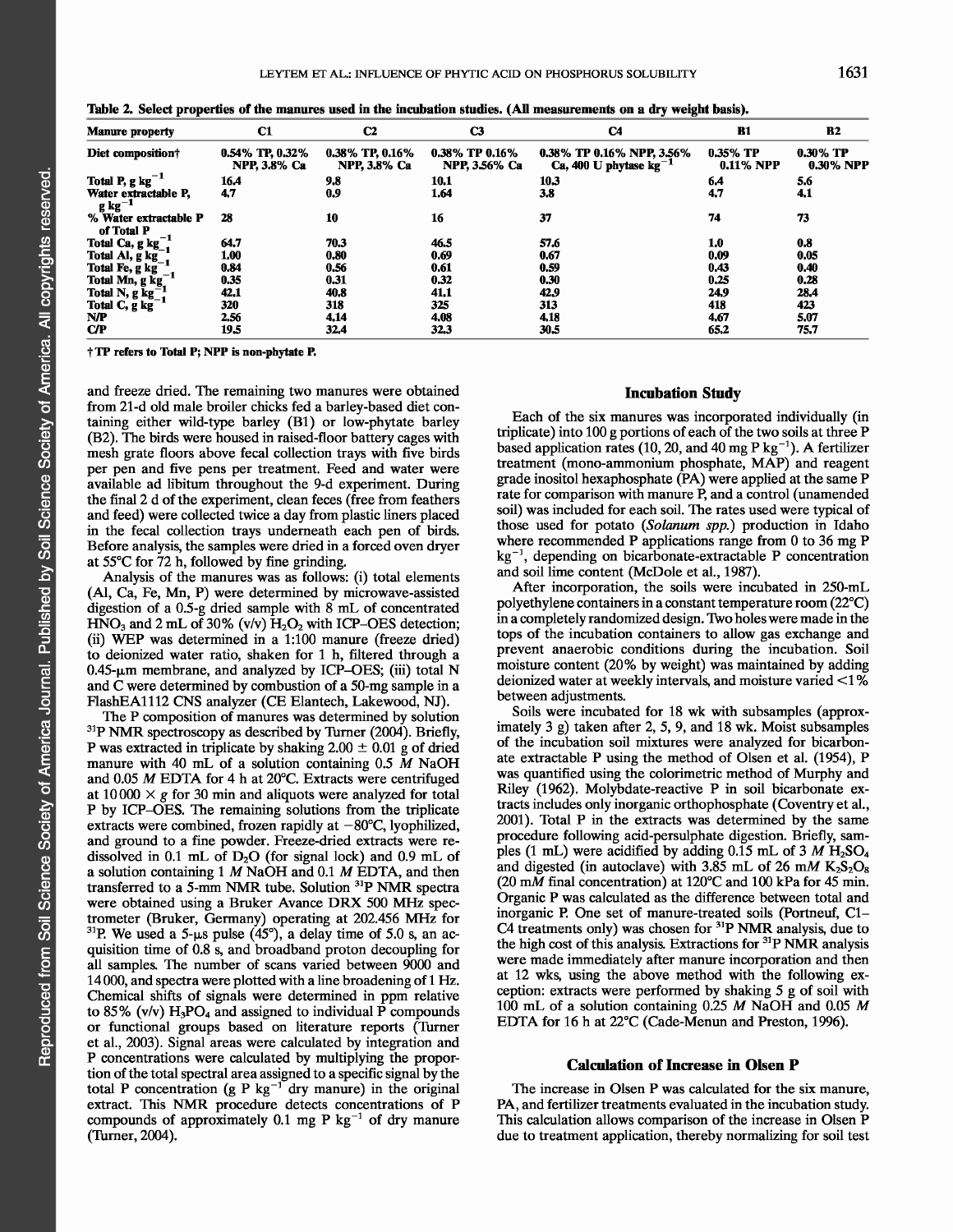Table 2. Select properties of the manures used in the incubation studies. (All measurements on a dry weight basis).

| Manure property | C1 | C2 | C3 | C4 | B1 | B2 |
|---|---|---|---|---|---|---|
| Diet composition† | 0.54% TP, 0.32% NPP, 3.8% Ca | 0.38% TP, 0.16% NPP, 3.8% Ca | 0.38% TP 0.16% NPP, 3.56% Ca | 0.38% TP 0.16% NPP, 3.56% Ca, 400 U phytase $kg^{-1}$ | 0.35% TP 0.11% NPP | 0.30% TP 0.30% NPP |
| Total P, g $kg^{-1}$ | 16.4 | 9.8 | 10.1 | 10.3 | 6.4 | 5.6 |
| Water extractable P, g $kg^{-1}$ | 4.7 | 0.9 | 1.64 | 3.8 | 4.7 | 4.1 |
| % Water extractable P of Total P | 28 | 10 | 16 | 37 | 74 | 73 |
| Total Ca, g $kg^{-1}$ | 64.7 | 70.3 | 46.5 | 57.6 | 1.0 | 0.8 |
| Total Al, g $kg^{-1}$ | 1.00 | 0.80 | 0.69 | 0.67 | 0.09 | 0.05 |
| Total Fe, g $kg^{-1}$ | 0.84 | 0.56 | 0.61 | 0.59 | 0.43 | 0.40 |
| Total Mn, g $kg^{-1}$ | 0.35 | 0.31 | 0.32 | 0.30 | 0.25 | 0.28 |
| Total N, g $kg^{-1}$ | 42.1 | 40.8 | 41.1 | 42.9 | 24.9 | 28.4 |
| Total C, g $kg^{-1}$ | 320 | 318 | 325 | 313 | 418 | 423 |
| N/P | 2.56 | 4.14 | 4.08 | 4.18 | 4.67 | 5.07 |
| C/P | 19.5 | 32.4 | 32.3 | 30.5 | 65.2 | 75.7 |

† TP refers to Total P; NPP is non-phytate P.

and freeze dried. The remaining two manures were obtained from 21-d old male broiler chicks fed a barley-based diet containing either wild-type barley (B1) or low-phytate barley (B2). The birds were housed in raised-floor battery cages with mesh grate floors above fecal collection trays with five birds per pen and five pens per treatment. Feed and water were available ad libitum throughout the 9-d experiment. During the final 2 d of the experiment, clean feces (free from feathers and feed) were collected twice a day from plastic liners placed in the fecal collection trays underneath each pen of birds. Before analysis, the samples were dried in a forced oven dryer at 55°C for 72 h, followed by fine grinding.

Analysis of the manures was as follows: (i) total elements (Al, Ca, Fe, Mn, P) were determined by microwave-assisted digestion of a 0.5-g dried sample with 8 mL of concentrated $HNO_3$ and 2 mL of 30% (v/v) $H_2O_2$ with ICP–OES detection; (ii) WEP was determined in a 1:100 manure (freeze dried) to deionized water ratio, shaken for 1 h, filtered through a 0.45-μm membrane, and analyzed by ICP–OES; (iii) total N and C were determined by combustion of a 50-mg sample in a FlashEA1112 CNS analyzer (CE Elantech, Lakewood, NJ).

The P composition of manures was determined by solution $^{31}P$ NMR spectroscopy as described by Turner (2004). Briefly, P was extracted in triplicate by shaking 2.00 ± 0.01 g of dried manure with 40 mL of a solution containing 0.5 *M* NaOH and 0.05 *M* EDTA for 4 h at 20°C. Extracts were centrifuged at 10 000 × *g* for 30 min and aliquots were analyzed for total P by ICP–OES. The remaining solutions from the triplicate extracts were combined, frozen rapidly at −80°C, lyophilized, and ground to a fine powder. Freeze-dried extracts were redissolved in 0.1 mL of $D_2O$ (for signal lock) and 0.9 mL of a solution containing 1 *M* NaOH and 0.1 *M* EDTA, and then transferred to a 5-mm NMR tube. Solution $^{31}P$ NMR spectra were obtained using a Bruker Avance DRX 500 MHz spectrometer (Bruker, Germany) operating at 202.456 MHz for $^{31}P$. We used a 5-μs pulse (45°), a delay time of 5.0 s, an acquisition time of 0.8 s, and broadband proton decoupling for all samples. The number of scans varied between 9000 and 14 000, and spectra were plotted with a line broadening of 1 Hz. Chemical shifts of signals were determined in ppm relative to 85% (v/v) $H_3PO_4$ and assigned to individual P compounds or functional groups based on literature reports (Turner et al., 2003). Signal areas were calculated by integration and P concentrations were calculated by multiplying the proportion of the total spectral area assigned to a specific signal by the total P concentration (g P $kg^{-1}$ dry manure) in the original extract. This NMR procedure detects concentrations of P compounds of approximately 0.1 mg P $kg^{-1}$ of dry manure (Turner, 2004).

## Incubation Study

Each of the six manures was incorporated individually (in triplicate) into 100 g portions of each of the two soils at three P based application rates (10, 20, and 40 mg P $kg^{-1}$). A fertilizer treatment (mono-ammonium phosphate, MAP) and reagent grade inositol hexaphosphate (PA) were applied at the same P rate for comparison with manure P, and a control (unamended soil) was included for each soil. The rates used were typical of those used for potato (*Solanum spp.*) production in Idaho where recommended P applications range from 0 to 36 mg P $kg^{-1}$, depending on bicarbonate-extractable P concentration and soil lime content (McDole et al., 1987).

After incorporation, the soils were incubated in 250-mL polyethylene containers in a constant temperature room (22°C) in a completely randomized design. Two holes were made in the tops of the incubation containers to allow gas exchange and prevent anaerobic conditions during the incubation. Soil moisture content (20% by weight) was maintained by adding deionized water at weekly intervals, and moisture varied <1% between adjustments.

Soils were incubated for 18 wk with subsamples (approximately 3 g) taken after 2, 5, 9, and 18 wk. Moist subsamples of the incubation soil mixtures were analyzed for bicarbonate extractable P using the method of Olsen et al. (1954), P was quantified using the colorimetric method of Murphy and Riley (1962). Molybdate-reactive P in soil bicarbonate extracts includes only inorganic orthophosphate (Coventry et al., 2001). Total P in the extracts was determined by the same procedure following acid-persulphate digestion. Briefly, samples (1 mL) were acidified by adding 0.15 mL of 3 *M* $H_2SO_4$ and digested (in autoclave) with 3.85 mL of 26 m*M* $K_2S_2O_8$ (20 m*M* final concentration) at 120°C and 100 kPa for 45 min. Organic P was calculated as the difference between total and inorganic P. One set of manure-treated soils (Portneuf, C1–C4 treatments only) was chosen for $^{31}P$ NMR analysis, due to the high cost of this analysis. Extractions for $^{31}P$ NMR analysis were made immediately after manure incorporation and then at 12 wks, using the above method with the following exception: extracts were performed by shaking 5 g of soil with 100 mL of a solution containing 0.25 *M* NaOH and 0.05 *M* EDTA for 16 h at 22°C (Cade-Menun and Preston, 1996).

## Calculation of Increase in Olsen P

The increase in Olsen P was calculated for the six manure, PA, and fertilizer treatments evaluated in the incubation study. This calculation allows comparison of the increase in Olsen P due to treatment application, thereby normalizing for soil test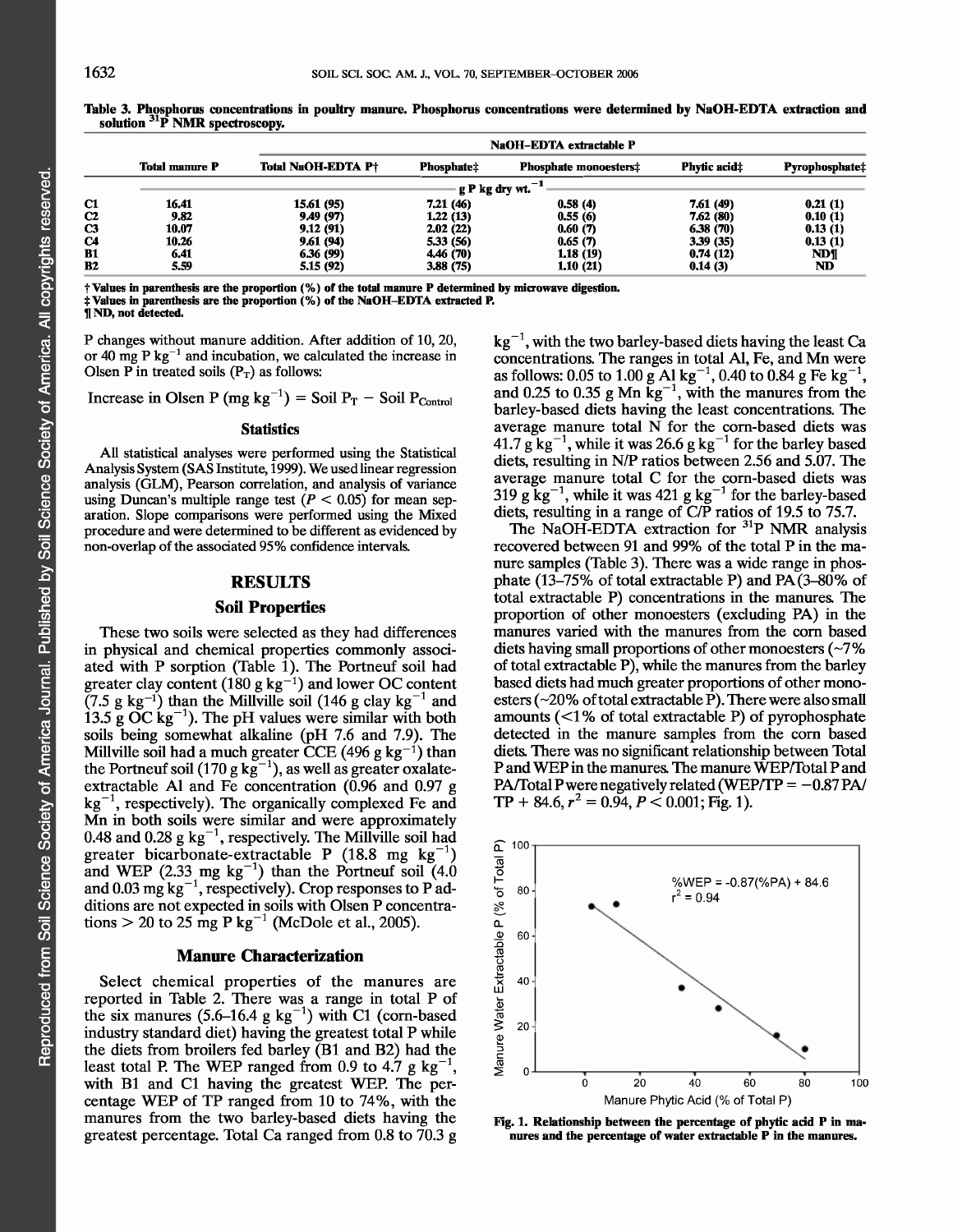Table 3. Phosphorus concentrations in poultry manure. Phosphorus concentrations were determined by NaOH-EDTA extraction and solution $^{31}P$ NMR spectroscopy.

| | Total manure P | NaOH–EDTA extractable P | | | | |
|---|---|---|---|---|---|---|
| | | Total NaOH-EDTA P† | Phosphate‡ | Phosphate monoesters‡ | Phytic acid‡ | Pyrophosphate‡ |
| | g P kg dry wt.$^{-1}$ | | | | | |
| C1 | 16.41 | 15.61 (95) | 7.21 (46) | 0.58 (4) | 7.61 (49) | 0.21 (1) |
| C2 | 9.82 | 9.49 (97) | 1.22 (13) | 0.55 (6) | 7.62 (80) | 0.10 (1) |
| C3 | 10.07 | 9.12 (91) | 2.02 (22) | 0.60 (7) | 6.38 (70) | 0.13 (1) |
| C4 | 10.26 | 9.61 (94) | 5.33 (56) | 0.65 (7) | 3.39 (35) | 0.13 (1) |
| B1 | 6.41 | 6.36 (99) | 4.46 (70) | 1.18 (19) | 0.74 (12) | ND¶ |
| B2 | 5.59 | 5.15 (92) | 3.88 (75) | 1.10 (21) | 0.14 (3) | ND |

† Values in parenthesis are the proportion (%) of the total manure P determined by microwave digestion.
‡ Values in parenthesis are the proportion (%) of the NaOH–EDTA extracted P.
¶ ND, not detected.

P changes without manure addition. After addition of 10, 20, or 40 mg P kg$^{-1}$ and incubation, we calculated the increase in Olsen P in treated soils ($P_T$) as follows:

$$\text{Increase in Olsen P (mg kg}^{-1}) = \text{Soil P}_T - \text{Soil P}_{Control}$$

### Statistics

All statistical analyses were performed using the Statistical Analysis System (SAS Institute, 1999). We used linear regression analysis (GLM), Pearson correlation, and analysis of variance using Duncan's multiple range test ($P < 0.05$) for mean separation. Slope comparisons were performed using the Mixed procedure and were determined to be different as evidenced by non-overlap of the associated 95% confidence intervals.

## RESULTS

### Soil Properties

These two soils were selected as they had differences in physical and chemical properties commonly associated with P sorption (Table 1). The Portneuf soil had greater clay content (180 g kg$^{-1}$) and lower OC content (7.5 g kg$^{-1}$) than the Millville soil (146 g clay kg$^{-1}$ and 13.5 g OC kg$^{-1}$). The pH values were similar with both soils being somewhat alkaline (pH 7.6 and 7.9). The Millville soil had a much greater CCE (496 g kg$^{-1}$) than the Portneuf soil (170 g kg$^{-1}$), as well as greater oxalate-extractable Al and Fe concentration (0.96 and 0.97 g kg$^{-1}$, respectively). The organically complexed Fe and Mn in both soils were similar and were approximately 0.48 and 0.28 g kg$^{-1}$, respectively. The Millville soil had greater bicarbonate-extractable P (18.8 mg kg$^{-1}$) and WEP (2.33 mg kg$^{-1}$) than the Portneuf soil (4.0 and 0.03 mg kg$^{-1}$, respectively). Crop responses to P additions are not expected in soils with Olsen P concentrations > 20 to 25 mg P kg$^{-1}$ (McDole et al., 2005).

### Manure Characterization

Select chemical properties of the manures are reported in Table 2. There was a range in total P of the six manures (5.6–16.4 g kg$^{-1}$) with C1 (corn-based industry standard diet) having the greatest total P while the diets from broilers fed barley (B1 and B2) had the least total P. The WEP ranged from 0.9 to 4.7 g kg$^{-1}$, with B1 and C1 having the greatest WEP. The percentage WEP of TP ranged from 10 to 74%, with the manures from the two barley-based diets having the greatest percentage. Total Ca ranged from 0.8 to 70.3 g kg$^{-1}$, with the two barley-based diets having the least Ca concentrations. The ranges in total Al, Fe, and Mn were as follows: 0.05 to 1.00 g Al kg$^{-1}$, 0.40 to 0.84 g Fe kg$^{-1}$, and 0.25 to 0.35 g Mn kg$^{-1}$, with the manures from the barley-based diets having the least concentrations. The average manure total N for the corn-based diets was 41.7 g kg$^{-1}$, while it was 26.6 g kg$^{-1}$ for the barley based diets, resulting in N/P ratios between 2.56 and 5.07. The average manure total C for the corn-based diets was 319 g kg$^{-1}$, while it was 421 g kg$^{-1}$ for the barley-based diets, resulting in a range of C/P ratios of 19.5 to 75.7.

The NaOH-EDTA extraction for $^{31}P$ NMR analysis recovered between 91 and 99% of the total P in the manure samples (Table 3). There was a wide range in phosphate (13–75% of total extractable P) and PA (3–80% of total extractable P) concentrations in the manures. The proportion of other monoesters (excluding PA) in the manures varied with the manures from the corn based diets having small proportions of other monoesters (~7% of total extractable P), while the manures from the barley based diets had much greater proportions of other monoesters (~20% of total extractable P). There were also small amounts (<1% of total extractable P) of pyrophosphate detected in the manure samples from the corn based diets. There was no significant relationship between Total P and WEP in the manures. The manure WEP/Total P and PA/Total P were negatively related (WEP/TP = −0.87 PA/TP + 84.6, $r^2 = 0.94$, $P < 0.001$; Fig. 1).

Fig. 1. Relationship between the percentage of phytic acid P in manures and the percentage of water extractable P in the manures.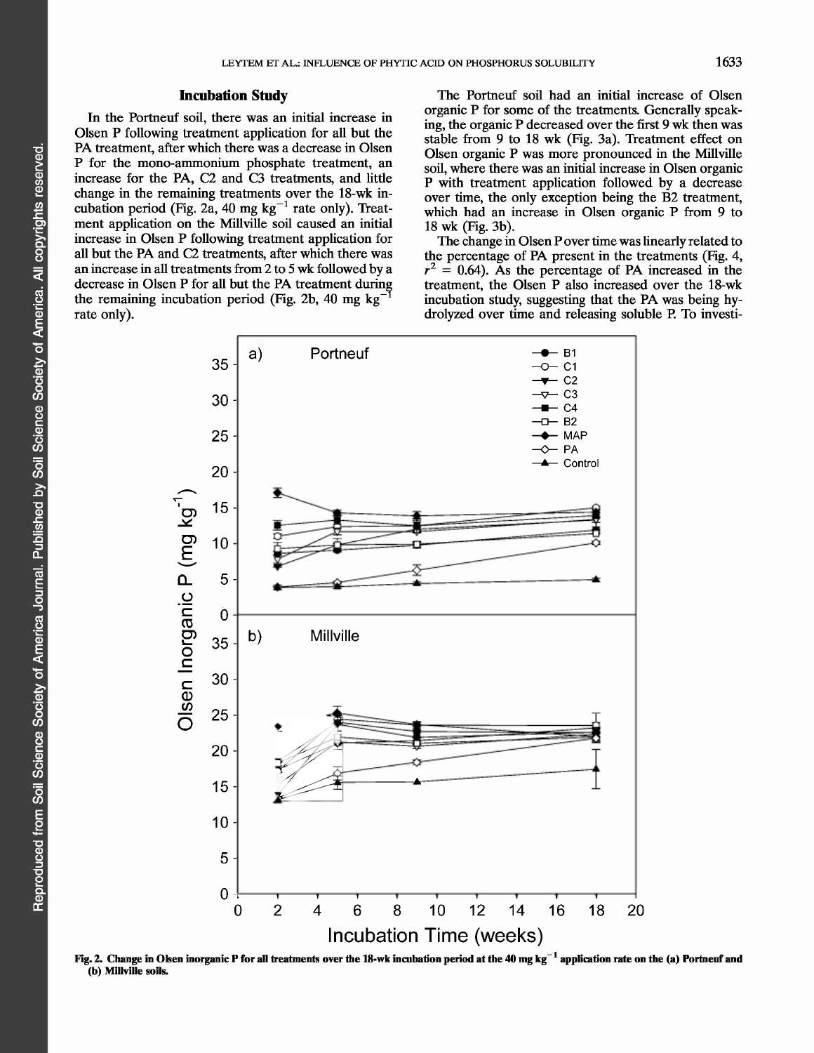### Incubation Study

In the Portneuf soil, there was an initial increase in Olsen P following treatment application for all but the PA treatment, after which there was a decrease in Olsen P for the mono-ammonium phosphate treatment, an increase for the PA, C2 and C3 treatments, and little change in the remaining treatments over the 18-wk incubation period (Fig. 2a, 40 mg kg$^{-1}$ rate only). Treatment application on the Millville soil caused an initial increase in Olsen P following treatment application for all but the PA and C2 treatments, after which there was an increase in all treatments from 2 to 5 wk followed by a decrease in Olsen P for all but the PA treatment during the remaining incubation period (Fig. 2b, 40 mg kg$^{-1}$ rate only).

The Portneuf soil had an initial increase of Olsen organic P for some of the treatments. Generally speaking, the organic P decreased over the first 9 wk then was stable from 9 to 18 wk (Fig. 3a). Treatment effect on Olsen organic P was more pronounced in the Millville soil, where there was an initial increase in Olsen organic P with treatment application followed by a decrease over time, the only exception being the B2 treatment, which had an increase in Olsen organic P from 9 to 18 wk (Fig. 3b).

The change in Olsen P over time was linearly related to the percentage of PA present in the treatments (Fig. 4, $r^2$ = 0.64). As the percentage of PA increased in the treatment, the Olsen P also increased over the 18-wk incubation study, suggesting that the PA was being hydrolyzed over time and releasing soluble P. To investi-

**Fig. 2. Change in Olsen inorganic P for all treatments over the 18-wk incubation period at the 40 mg kg$^{-1}$ application rate on the (a) Portneuf and (b) Millville soils.**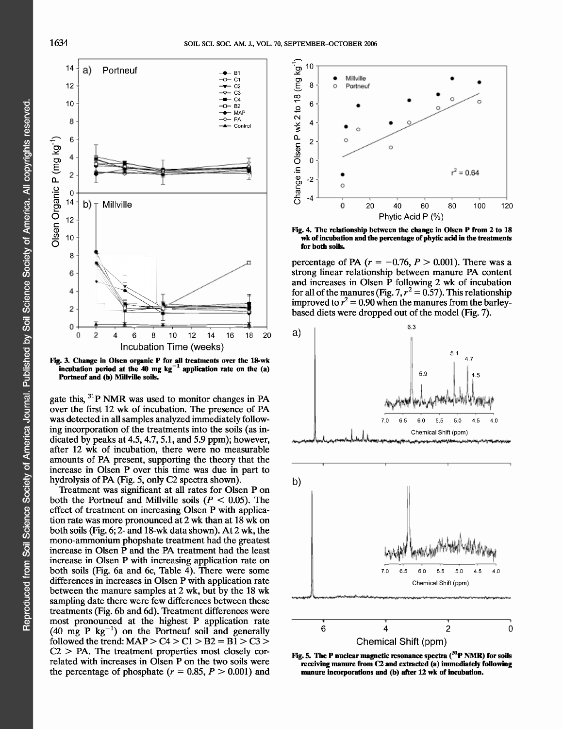Fig. 3. Change in Olsen organic P for all treatments over the 18-wk incubation period at the 40 mg kg$^{-1}$ application rate on the (a) Portneuf and (b) Millville soils.

gate this, $^{31}$P NMR was used to monitor changes in PA over the first 12 wk of incubation. The presence of PA was detected in all samples analyzed immediately following incorporation of the treatments into the soils (as indicated by peaks at 4.5, 4.7, 5.1, and 5.9 ppm); however, after 12 wk of incubation, there were no measurable amounts of PA present, supporting the theory that the increase in Olsen P over this time was due in part to hydrolysis of PA (Fig. 5, only C2 spectra shown).

Treatment was significant at all rates for Olsen P on both the Portneuf and Millville soils ($P < 0.05$). The effect of treatment on increasing Olsen P with application rate was more pronounced at 2 wk than at 18 wk on both soils (Fig. 6; 2- and 18-wk data shown). At 2 wk, the mono-ammonium phopshate treatment had the greatest increase in Olsen P and the PA treatment had the least increase in Olsen P with increasing application rate on both soils (Fig. 6a and 6c, Table 4). There were some differences in increases in Olsen P with application rate between the manure samples at 2 wk, but by the 18 wk sampling date there were few differences between these treatments (Fig. 6b and 6d). Treatment differences were most pronounced at the highest P application rate (40 mg P kg$^{-1}$) on the Portneuf soil and generally followed the trend: MAP > C4 > C1 > B2 = B1 > C3 > C2 > PA. The treatment properties most closely correlated with increases in Olsen P on the two soils were the percentage of phosphate ($r = 0.85$, $P > 0.001$) and

Fig. 4. The relationship between the change in Olsen P from 2 to 18 wk of incubation and the percentage of phytic acid in the treatments for both soils.

percentage of PA ($r = -0.76$, $P > 0.001$). There was a strong linear relationship between manure PA content and increases in Olsen P following 2 wk of incubation for all of the manures (Fig. 7, $r^2 = 0.57$). This relationship improved to $r^2 = 0.90$ when the manures from the barley-based diets were dropped out of the model (Fig. 7).

Fig. 5. The P nuclear magnetic resonance spectra ($^{31}$P NMR) for soils receiving manure from C2 and extracted (a) immediately following manure incorporations and (b) after 12 wk of incubation.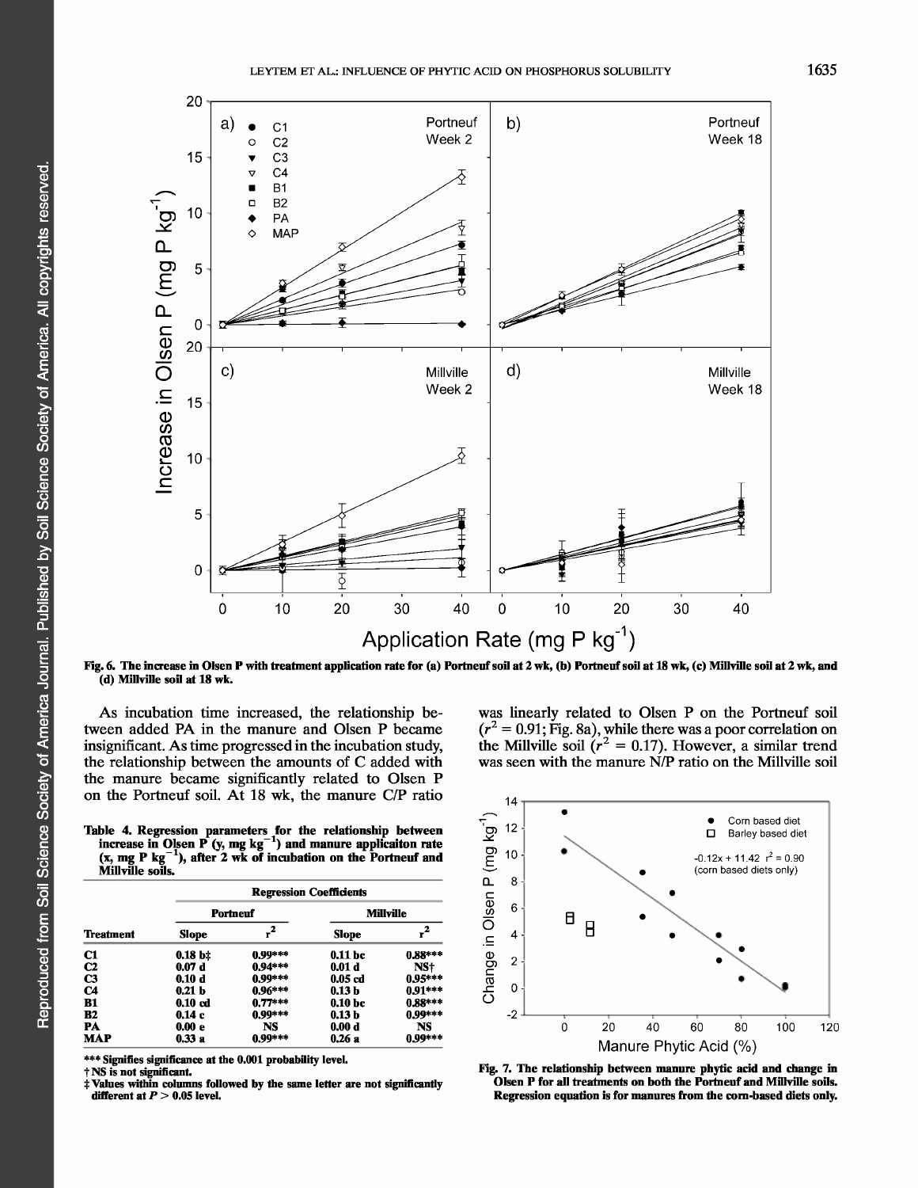Fig. 6. The increase in Olsen P with treatment application rate for (a) Portneuf soil at 2 wk, (b) Portneuf soil at 18 wk, (c) Millville soil at 2 wk, and (d) Millville soil at 18 wk.

As incubation time increased, the relationship between added PA in the manure and Olsen P became insignificant. As time progressed in the incubation study, the relationship between the amounts of C added with the manure became significantly related to Olsen P on the Portneuf soil. At 18 wk, the manure C/P ratio was linearly related to Olsen P on the Portneuf soil ($r^2 = 0.91$; Fig. 8a), while there was a poor correlation on the Millville soil ($r^2 = 0.17$). However, a similar trend was seen with the manure N/P ratio on the Millville soil

Table 4. Regression parameters for the relationship between increase in Olsen P (y, mg $kg^{-1}$) and manure applicaiton rate (x, mg P $kg^{-1}$), after 2 wk of incubation on the Portneuf and Millville soils.

| | Regression Coefficients | | | |
|---|---|---|---|---|
| | Portneuf | | Millville | |
| Treatment | Slope | $r^2$ | Slope | $r^2$ |
| C1 | 0.18 b‡ | 0.99*** | 0.11 bc | 0.88*** |
| C2 | 0.07 d | 0.94*** | 0.01 d | NS† |
| C3 | 0.10 d | 0.99*** | 0.05 cd | 0.95*** |
| C4 | 0.21 b | 0.96*** | 0.13 b | 0.91*** |
| B1 | 0.10 cd | 0.77*** | 0.10 bc | 0.88*** |
| B2 | 0.14 c | 0.99*** | 0.13 b | 0.99*** |
| PA | 0.00 e | NS | 0.00 d | NS |
| MAP | 0.33 a | 0.99*** | 0.26 a | 0.99*** |

*** Signifies significance at the 0.001 probability level.
† NS is not significant.
‡ Values within columns followed by the same letter are not significantly different at $P > 0.05$ level.

Fig. 7. The relationship between manure phytic acid and change in Olsen P for all treatments on both the Portneuf and Millville soils. Regression equation is for manures from the corn-based diets only.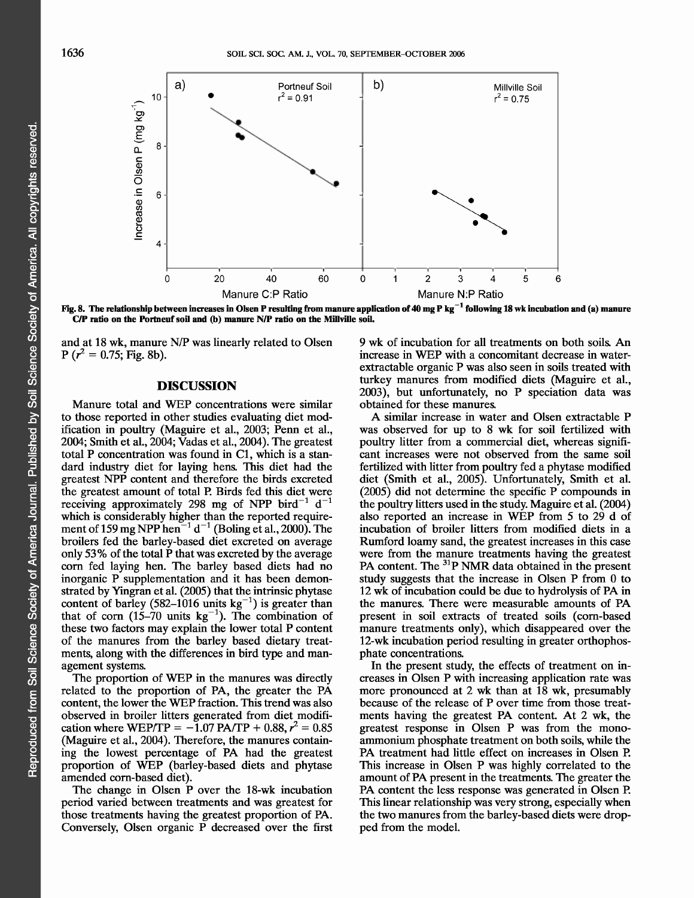Fig. 8. The relationship between increases in Olsen P resulting from manure application of 40 mg P $kg^{-1}$ following 18 wk incubation and (a) manure C/P ratio on the Portneuf soil and (b) manure N/P ratio on the Millville soil.

and at 18 wk, manure N/P was linearly related to Olsen P ($r^2 = 0.75$; Fig. 8b).

## DISCUSSION

Manure total and WEP concentrations were similar to those reported in other studies evaluating diet modification in poultry (Maguire et al., 2003; Penn et al., 2004; Smith et al., 2004; Vadas et al., 2004). The greatest total P concentration was found in C1, which is a standard industry diet for laying hens. This diet had the greatest NPP content and therefore the birds excreted the greatest amount of total P. Birds fed this diet were receiving approximately 298 mg of NPP $bird^{-1}$ $d^{-1}$ which is considerably higher than the reported requirement of 159 mg NPP $hen^{-1}$ $d^{-1}$ (Boling et al., 2000). The broilers fed the barley-based diet excreted on average only 53% of the total P that was excreted by the average corn fed laying hen. The barley based diets had no inorganic P supplementation and it has been demonstrated by Yingran et al. (2005) that the intrinsic phytase content of barley (582–1016 units $kg^{-1}$) is greater than that of corn (15–70 units $kg^{-1}$). The combination of these two factors may explain the lower total P content of the manures from the barley based dietary treatments, along with the differences in bird type and management systems.

The proportion of WEP in the manures was directly related to the proportion of PA, the greater the PA content, the lower the WEP fraction. This trend was also observed in broiler litters generated from diet modification where WEP/TP = −1.07 PA/TP + 0.88, $r^2 = 0.85$ (Maguire et al., 2004). Therefore, the manures containing the lowest percentage of PA had the greatest proportion of WEP (barley-based diets and phytase amended corn-based diet).

The change in Olsen P over the 18-wk incubation period varied between treatments and was greatest for those treatments having the greatest proportion of PA. Conversely, Olsen organic P decreased over the first 9 wk of incubation for all treatments on both soils. An increase in WEP with a concomitant decrease in water-extractable organic P was also seen in soils treated with turkey manures from modified diets (Maguire et al., 2003), but unfortunately, no P speciation data was obtained for these manures.

A similar increase in water and Olsen extractable P was observed for up to 8 wk for soil fertilized with poultry litter from a commercial diet, whereas significant increases were not observed from the same soil fertilized with litter from poultry fed a phytase modified diet (Smith et al., 2005). Unfortunately, Smith et al. (2005) did not determine the specific P compounds in the poultry litters used in the study. Maguire et al. (2004) also reported an increase in WEP from 5 to 29 d of incubation of broiler litters from modified diets in a Rumford loamy sand, the greatest increases in this case were from the manure treatments having the greatest PA content. The $^{31}P$ NMR data obtained in the present study suggests that the increase in Olsen P from 0 to 12 wk of incubation could be due to hydrolysis of PA in the manures. There were measurable amounts of PA present in soil extracts of treated soils (corn-based manure treatments only), which disappeared over the 12-wk incubation period resulting in greater orthophosphate concentrations.

In the present study, the effects of treatment on increases in Olsen P with increasing application rate was more pronounced at 2 wk than at 18 wk, presumably because of the release of P over time from those treatments having the greatest PA content. At 2 wk, the greatest response in Olsen P was from the monoammonium phosphate treatment on both soils, while the PA treatment had little effect on increases in Olsen P. This increase in Olsen P was highly correlated to the amount of PA present in the treatments. The greater the PA content the less response was generated in Olsen P. This linear relationship was very strong, especially when the two manures from the barley-based diets were dropped from the model.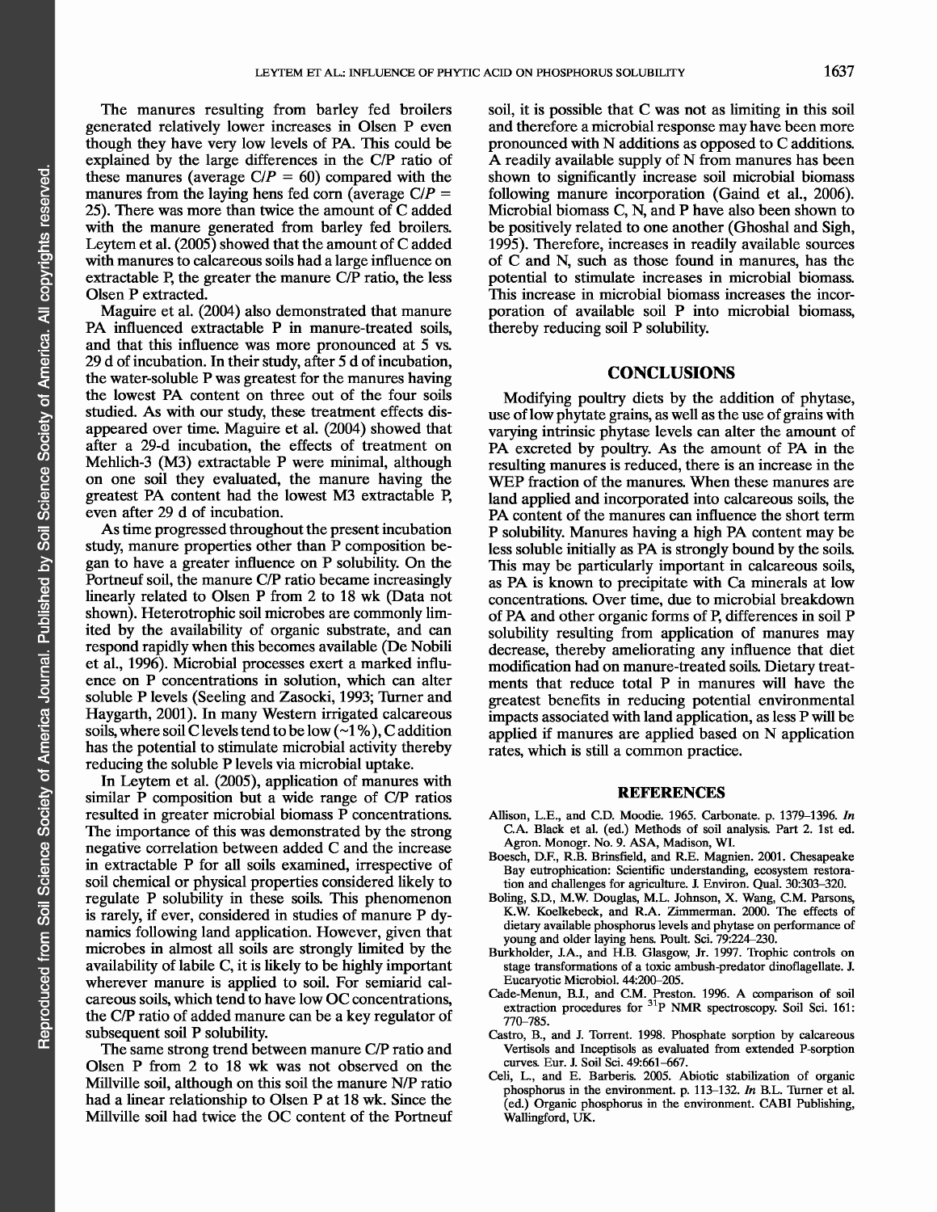The manures resulting from barley fed broilers generated relatively lower increases in Olsen P even though they have very low levels of PA. This could be explained by the large differences in the C/P ratio of these manures (average C/P = 60) compared with the manures from the laying hens fed corn (average C/P = 25). There was more than twice the amount of C added with the manure generated from barley fed broilers. Leytem et al. (2005) showed that the amount of C added with manures to calcareous soils had a large influence on extractable P, the greater the manure C/P ratio, the less Olsen P extracted.

Maguire et al. (2004) also demonstrated that manure PA influenced extractable P in manure-treated soils, and that this influence was more pronounced at 5 vs. 29 d of incubation. In their study, after 5 d of incubation, the water-soluble P was greatest for the manures having the lowest PA content on three out of the four soils studied. As with our study, these treatment effects disappeared over time. Maguire et al. (2004) showed that after a 29-d incubation, the effects of treatment on Mehlich-3 (M3) extractable P were minimal, although on one soil they evaluated, the manure having the greatest PA content had the lowest M3 extractable P, even after 29 d of incubation.

As time progressed throughout the present incubation study, manure properties other than P composition began to have a greater influence on P solubility. On the Portneuf soil, the manure C/P ratio became increasingly linearly related to Olsen P from 2 to 18 wk (Data not shown). Heterotrophic soil microbes are commonly limited by the availability of organic substrate, and can respond rapidly when this becomes available (De Nobili et al., 1996). Microbial processes exert a marked influence on P concentrations in solution, which can alter soluble P levels (Seeling and Zasocki, 1993; Turner and Haygarth, 2001). In many Western irrigated calcareous soils, where soil C levels tend to be low (~1%), C addition has the potential to stimulate microbial activity thereby reducing the soluble P levels via microbial uptake.

In Leytem et al. (2005), application of manures with similar P composition but a wide range of C/P ratios resulted in greater microbial biomass P concentrations. The importance of this was demonstrated by the strong negative correlation between added C and the increase in extractable P for all soils examined, irrespective of soil chemical or physical properties considered likely to regulate P solubility in these soils. This phenomenon is rarely, if ever, considered in studies of manure P dynamics following land application. However, given that microbes in almost all soils are strongly limited by the availability of labile C, it is likely to be highly important wherever manure is applied to soil. For semiarid calcareous soils, which tend to have low OC concentrations, the C/P ratio of added manure can be a key regulator of subsequent soil P solubility.

The same strong trend between manure C/P ratio and Olsen P from 2 to 18 wk was not observed on the Millville soil, although on this soil the manure N/P ratio had a linear relationship to Olsen P at 18 wk. Since the Millville soil had twice the OC content of the Portneuf soil, it is possible that C was not as limiting in this soil and therefore a microbial response may have been more pronounced with N additions as opposed to C additions. A readily available supply of N from manures has been shown to significantly increase soil microbial biomass following manure incorporation (Gaind et al., 2006). Microbial biomass C, N, and P have also been shown to be positively related to one another (Ghoshal and Sigh, 1995). Therefore, increases in readily available sources of C and N, such as those found in manures, has the potential to stimulate increases in microbial biomass. This increase in microbial biomass increases the incorporation of available soil P into microbial biomass, thereby reducing soil P solubility.

## CONCLUSIONS

Modifying poultry diets by the addition of phytase, use of low phytate grains, as well as the use of grains with varying intrinsic phytase levels can alter the amount of PA excreted by poultry. As the amount of PA in the resulting manures is reduced, there is an increase in the WEP fraction of the manures. When these manures are land applied and incorporated into calcareous soils, the PA content of the manures can influence the short term P solubility. Manures having a high PA content may be less soluble initially as PA is strongly bound by the soils. This may be particularly important in calcareous soils, as PA is known to precipitate with Ca minerals at low concentrations. Over time, due to microbial breakdown of PA and other organic forms of P, differences in soil P solubility resulting from application of manures may decrease, thereby ameliorating any influence that diet modification had on manure-treated soils. Dietary treatments that reduce total P in manures will have the greatest benefits in reducing potential environmental impacts associated with land application, as less P will be applied if manures are applied based on N application rates, which is still a common practice.

## REFERENCES

Allison, L.E., and C.D. Moodie. 1965. Carbonate. p. 1379–1396. *In* C.A. Black et al. (ed.) Methods of soil analysis. Part 2. 1st ed. Agron. Monogr. No. 9. ASA, Madison, WI.

Boesch, D.F., R.B. Brinsfield, and R.E. Magnien. 2001. Chesapeake Bay eutrophication: Scientific understanding, ecosystem restoration and challenges for agriculture. J. Environ. Qual. 30:303–320.

Boling, S.D., M.W. Douglas, M.L. Johnson, X. Wang, C.M. Parsons, K.W. Koelkebeck, and R.A. Zimmerman. 2000. The effects of dietary available phosphorus levels and phytase on performance of young and older laying hens. Poult. Sci. 79:224–230.

Burkholder, J.A., and H.B. Glasgow, Jr. 1997. Trophic controls on stage transformations of a toxic ambush-predator dinoflagellate. J. Eucaryotic Microbiol. 44:200–205.

Cade-Menun, B.J., and C.M. Preston. 1996. A comparison of soil extraction procedures for $^{31}P$ NMR spectroscopy. Soil Sci. 161: 770–785.

Castro, B., and J. Torrent. 1998. Phosphate sorption by calcareous Vertisols and Inceptisols as evaluated from extended P-sorption curves. Eur. J. Soil Sci. 49:661–667.

Celi, L., and E. Barberis. 2005. Abiotic stabilization of organic phosphorus in the environment. p. 113–132. *In* B.L. Turner et al. (ed.) Organic phosphorus in the environment. CABI Publishing, Wallingford, UK.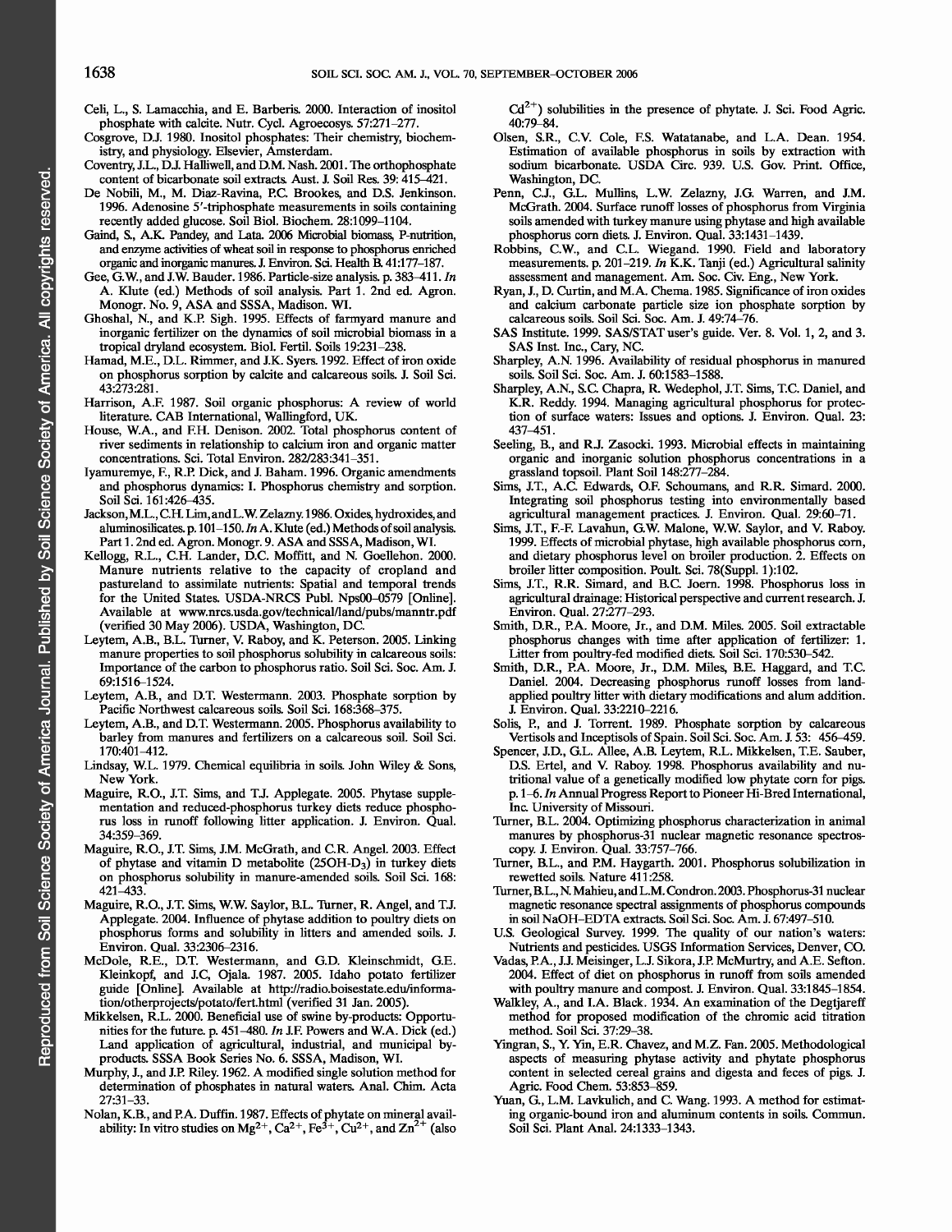Celi, L., S. Lamacchia, and E. Barberis. 2000. Interaction of inositol phosphate with calcite. Nutr. Cycl. Agroecosys. 57:271–277.

Cosgrove, D.J. 1980. Inositol phosphates: Their chemistry, biochemistry, and physiology. Elsevier, Amsterdam.

Coventry, J.L., D.J. Halliwell, and D.M. Nash. 2001. The orthophosphate content of bicarbonate soil extracts. Aust. J. Soil Res. 39: 415–421.

De Nobili, M., M. Diaz-Ravina, P.C. Brookes, and D.S. Jenkinson. 1996. Adenosine 5′-triphosphate measurements in soils containing recently added glucose. Soil Biol. Biochem. 28:1099–1104.

Gaind, S., A.K. Pandey, and Lata. 2006 Microbial biomass, P-nutrition, and enzyme activities of wheat soil in response to phosphorus enriched organic and inorganic manures. J. Environ. Sci. Health B. 41:177–187.

Gee, G.W., and J.W. Bauder. 1986. Particle-size analysis. p. 383–411. *In* A. Klute (ed.) Methods of soil analysis. Part 1. 2nd ed. Agron. Monogr. No. 9, ASA and SSSA, Madison. WI.

Ghoshal, N., and K.P. Sigh. 1995. Effects of farmyard manure and inorganic fertilizer on the dynamics of soil microbial biomass in a tropical dryland ecosystem. Biol. Fertil. Soils 19:231–238.

Hamad, M.E., D.L. Rimmer, and J.K. Syers. 1992. Effect of iron oxide on phosphorus sorption by calcite and calcareous soils. J. Soil Sci. 43:273:281.

Harrison, A.F. 1987. Soil organic phosphorus: A review of world literature. CAB International, Wallingford, UK.

House, W.A., and F.H. Denison. 2002. Total phosphorus content of river sediments in relationship to calcium iron and organic matter concentrations. Sci. Total Environ. 282/283:341–351.

Iyamuremye, F., R.P. Dick, and J. Baham. 1996. Organic amendments and phosphorus dynamics: I. Phosphorus chemistry and sorption. Soil Sci. 161:426–435.

Jackson, M.L., C.H. Lim, and L.W. Zelazny. 1986. Oxides, hydroxides, and aluminosilicates. p. 101–150. *In* A. Klute (ed.) Methods of soil analysis. Part 1. 2nd ed. Agron. Monogr. 9. ASA and SSSA, Madison, WI.

Kellogg, R.L., C.H. Lander, D.C. Moffitt, and N. Goellehon. 2000. Manure nutrients relative to the capacity of cropland and pastureland to assimilate nutrients: Spatial and temporal trends for the United States. USDA-NRCS Publ. Nps00–0579 [Online]. Available at www.nrcs.usda.gov/technical/land/pubs/manntr.pdf (verified 30 May 2006). USDA, Washington, DC.

Leytem, A.B., B.L. Turner, V. Raboy, and K. Peterson. 2005. Linking manure properties to soil phosphorus solubility in calcareous soils: Importance of the carbon to phosphorus ratio. Soil Sci. Soc. Am. J. 69:1516–1524.

Leytem, A.B., and D.T. Westermann. 2003. Phosphate sorption by Pacific Northwest calcareous soils. Soil Sci. 168:368–375.

Leytem, A.B., and D.T. Westermann. 2005. Phosphorus availability to barley from manures and fertilizers on a calcareous soil. Soil Sci. 170:401–412.

Lindsay, W.L. 1979. Chemical equilibria in soils. John Wiley & Sons, New York.

Maguire, R.O., J.T. Sims, and T.J. Applegate. 2005. Phytase supplementation and reduced-phosphorus turkey diets reduce phosphorus loss in runoff following litter application. J. Environ. Qual. 34:359–369.

Maguire, R.O., J.T. Sims, J.M. McGrath, and C.R. Angel. 2003. Effect of phytase and vitamin D metabolite (25OH-$D_3$) in turkey diets on phosphorus solubility in manure-amended soils. Soil Sci. 168: 421–433.

Maguire, R.O., J.T. Sims, W.W. Saylor, B.L. Turner, R. Angel, and T.J. Applegate. 2004. Influence of phytase addition to poultry diets on phosphorus forms and solubility in litters and amended soils. J. Environ. Qual. 33:2306–2316.

McDole, R.E., D.T. Westermann, and G.D. Kleinschmidt, G.E. Kleinkopf, and J.C, Ojala. 1987. 2005. Idaho potato fertilizer guide [Online]. Available at http://radio.boisestate.edu/information/otherprojects/potato/fert.html (verified 31 Jan. 2005).

Mikkelsen, R.L. 2000. Beneficial use of swine by-products: Opportunities for the future. p. 451–480. *In* J.F. Powers and W.A. Dick (ed.) Land application of agricultural, industrial, and municipal by-products. SSSA Book Series No. 6. SSSA, Madison, WI.

Murphy, J., and J.P. Riley. 1962. A modified single solution method for determination of phosphates in natural waters. Anal. Chim. Acta 27:31–33.

Nolan, K.B., and P.A. Duffin. 1987. Effects of phytate on mineral availability: In vitro studies on $Mg^{2+}$, $Ca^{2+}$, $Fe^{3+}$, $Cu^{2+}$, and $Zn^{2+}$ (also $Cd^{2+}$) solubilities in the presence of phytate. J. Sci. Food Agric. 40:79–84.

Olsen, S.R., C.V. Cole, F.S. Watatanabe, and L.A. Dean. 1954. Estimation of available phosphorus in soils by extraction with sodium bicarbonate. USDA Circ. 939. U.S. Gov. Print. Office, Washington, DC.

Penn, C.J., G.L. Mullins, L.W. Zelazny, J.G. Warren, and J.M. McGrath. 2004. Surface runoff losses of phosphorus from Virginia soils amended with turkey manure using phytase and high available phosphorus corn diets. J. Environ. Qual. 33:1431–1439.

Robbins, C.W., and C.L. Wiegand. 1990. Field and laboratory measurements. p. 201–219. *In* K.K. Tanji (ed.) Agricultural salinity assessment and management. Am. Soc. Civ. Eng., New York.

Ryan, J., D. Curtin, and M.A. Chema. 1985. Significance of iron oxides and calcium carbonate particle size ion phosphate sorption by calcareous soils. Soil Sci. Soc. Am. J. 49:74–76.

SAS Institute. 1999. SAS/STAT user's guide. Ver. 8. Vol. 1, 2, and 3. SAS Inst. Inc., Cary, NC.

Sharpley, A.N. 1996. Availability of residual phosphorus in manured soils. Soil Sci. Soc. Am. J. 60:1583–1588.

Sharpley, A.N., S.C. Chapra, R. Wedephol, J.T. Sims, T.C. Daniel, and K.R. Reddy. 1994. Managing agricultural phosphorus for protection of surface waters: Issues and options. J. Environ. Qual. 23: 437–451.

Seeling, B., and R.J. Zasocki. 1993. Microbial effects in maintaining organic and inorganic solution phosphorus concentrations in a grassland topsoil. Plant Soil 148:277–284.

Sims, J.T., A.C. Edwards, O.F. Schoumans, and R.R. Simard. 2000. Integrating soil phosphorus testing into environmentally based agricultural management practices. J. Environ. Qual. 29:60–71.

Sims, J.T., F.-F. Lavahun, G.W. Malone, W.W. Saylor, and V. Raboy. 1999. Effects of microbial phytase, high available phosphorus corn, and dietary phosphorus level on broiler production. 2. Effects on broiler litter composition. Poult. Sci. 78(Suppl. 1):102.

Sims, J.T., R.R. Simard, and B.C. Joern. 1998. Phosphorus loss in agricultural drainage: Historical perspective and current research. J. Environ. Qual. 27:277–293.

Smith, D.R., P.A. Moore, Jr., and D.M. Miles. 2005. Soil extractable phosphorus changes with time after application of fertilizer: 1. Litter from poultry-fed modified diets. Soil Sci. 170:530–542.

Smith, D.R., P.A. Moore, Jr., D.M. Miles, B.E. Haggard, and T.C. Daniel. 2004. Decreasing phosphorus runoff losses from land-applied poultry litter with dietary modifications and alum addition. J. Environ. Qual. 33:2210–2216.

Solis, P., and J. Torrent. 1989. Phosphate sorption by calcareous Vertisols and Inceptisols of Spain. Soil Sci. Soc. Am. J. 53: 456–459.

Spencer, J.D., G.L. Allee, A.B. Leytem, R.L. Mikkelsen, T.E. Sauber, D.S. Ertel, and V. Raboy. 1998. Phosphorus availability and nutritional value of a genetically modified low phytate corn for pigs. p. 1–6. *In* Annual Progress Report to Pioneer Hi-Bred International, Inc. University of Missouri.

Turner, B.L. 2004. Optimizing phosphorus characterization in animal manures by phosphorus-31 nuclear magnetic resonance spectroscopy. J. Environ. Qual. 33:757–766.

Turner, B.L., and P.M. Haygarth. 2001. Phosphorus solubilization in rewetted soils. Nature 411:258.

Turner, B.L., N. Mahieu, and L.M. Condron. 2003. Phosphorus-31 nuclear magnetic resonance spectral assignments of phosphorus compounds in soil NaOH–EDTA extracts. Soil Sci. Soc. Am. J. 67:497–510.

U.S. Geological Survey. 1999. The quality of our nation's waters: Nutrients and pesticides. USGS Information Services, Denver, CO.

Vadas, P.A., J.J. Meisinger, L.J. Sikora, J.P. McMurtry, and A.E. Sefton. 2004. Effect of diet on phosphorus in runoff from soils amended with poultry manure and compost. J. Environ. Qual. 33:1845–1854.

Walkley, A., and I.A. Black. 1934. An examination of the Degtjareff method for proposed modification of the chromic acid titration method. Soil Sci. 37:29–38.

Yingran, S., Y. Yin, E.R. Chavez, and M.Z. Fan. 2005. Methodological aspects of measuring phytase activity and phytate phosphorus content in selected cereal grains and digesta and feces of pigs. J. Agric. Food Chem. 53:853–859.

Yuan, G., L.M. Lavkulich, and C. Wang. 1993. A method for estimating organic-bound iron and aluminum contents in soils. Commun. Soil Sci. Plant Anal. 24:1333–1343.